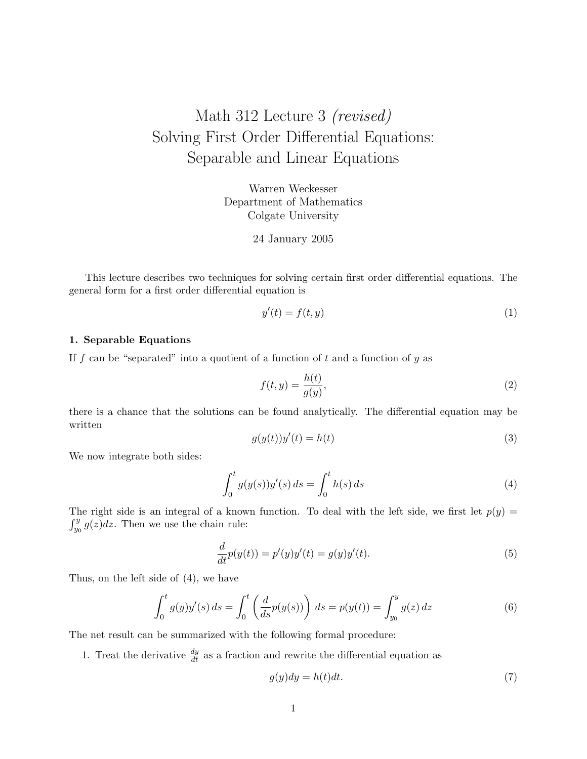# Math 312 Lecture 3 *(revised)*
# Solving First Order Differential Equations: Separable and Linear Equations

Warren Weckesser
Department of Mathematics
Colgate University

24 January 2005

This lecture describes two techniques for solving certain first order differential equations. The general form for a first order differential equation is

$$y'(t) = f(t, y) \tag{1}$$

### 1. Separable Equations

If $f$ can be "separated" into a quotient of a function of $t$ and a function of $y$ as

$$f(t, y) = \frac{h(t)}{g(y)}, \tag{2}$$

there is a chance that the solutions can be found analytically. The differential equation may be written

$$g(y(t))y'(t) = h(t) \tag{3}$$

We now integrate both sides:

$$\int_0^t g(y(s))y'(s)\,ds = \int_0^t h(s)\,ds \tag{4}$$

The right side is an integral of a known function. To deal with the left side, we first let $p(y) = \int_{y_0}^{y} g(z)dz$. Then we use the chain rule:

$$\frac{d}{dt}p(y(t)) = p'(y)y'(t) = g(y)y'(t). \tag{5}$$

Thus, on the left side of (4), we have

$$\int_0^t g(y)y'(s)\,ds = \int_0^t \left(\frac{d}{ds}p(y(s))\right)\,ds = p(y(t)) = \int_{y_0}^{y} g(z)\,dz \tag{6}$$

The net result can be summarized with the following formal procedure:

1. Treat the derivative $\frac{dy}{dt}$ as a fraction and rewrite the differential equation as

$$g(y)dy = h(t)dt. \tag{7}$$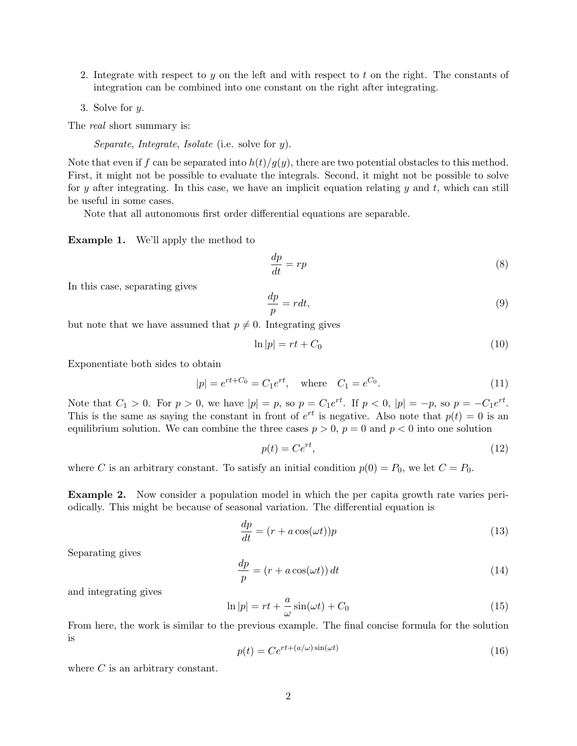2. Integrate with respect to $y$ on the left and with respect to $t$ on the right. The constants of integration can be combined into one constant on the right after integrating.

3. Solve for $y$.

The *real* short summary is:

> *Separate*, *Integrate*, *Isolate* (i.e. solve for $y$).

Note that even if $f$ can be separated into $h(t)/g(y)$, there are two potential obstacles to this method. First, it might not be possible to evaluate the integrals. Second, it might not be possible to solve for $y$ after integrating. In this case, we have an implicit equation relating $y$ and $t$, which can still be useful in some cases.

Note that all autonomous first order differential equations are separable.

**Example 1.** We'll apply the method to

$$\frac{dp}{dt} = rp \tag{8}$$

In this case, separating gives

$$\frac{dp}{p} = r dt, \tag{9}$$

but note that we have assumed that $p \neq 0$. Integrating gives

$$\ln |p| = rt + C_0 \tag{10}$$

Exponentiate both sides to obtain

$$|p| = e^{rt+C_0} = C_1 e^{rt}, \quad \text{where} \quad C_1 = e^{C_0}. \tag{11}$$

Note that $C_1 > 0$. For $p > 0$, we have $|p| = p$, so $p = C_1 e^{rt}$. If $p < 0$, $|p| = -p$, so $p = -C_1 e^{rt}$. This is the same as saying the constant in front of $e^{rt}$ is negative. Also note that $p(t) = 0$ is an equilibrium solution. We can combine the three cases $p > 0$, $p = 0$ and $p < 0$ into one solution

$$p(t) = Ce^{rt}, \tag{12}$$

where $C$ is an arbitrary constant. To satisfy an initial condition $p(0) = P_0$, we let $C = P_0$.

**Example 2.** Now consider a population model in which the per capita growth rate varies periodically. This might be because of seasonal variation. The differential equation is

$$\frac{dp}{dt} = (r + a\cos(\omega t))p \tag{13}$$

Separating gives

$$\frac{dp}{p} = (r + a\cos(\omega t))\, dt \tag{14}$$

and integrating gives

$$\ln |p| = rt + \frac{a}{\omega}\sin(\omega t) + C_0 \tag{15}$$

From here, the work is similar to the previous example. The final concise formula for the solution is

$$p(t) = Ce^{rt+(a/\omega)\sin(\omega t)} \tag{16}$$

where $C$ is an arbitrary constant.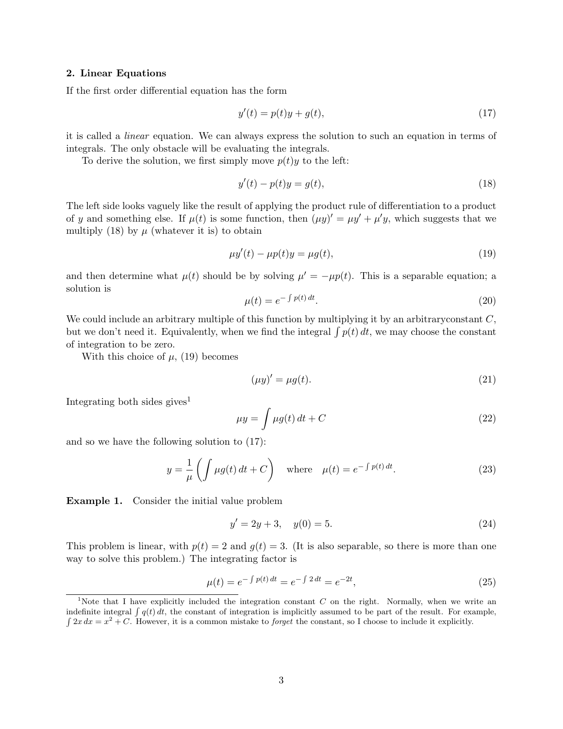**2. Linear Equations**

If the first order differential equation has the form

$$y'(t) = p(t)y + g(t), \tag{17}$$

it is called a *linear* equation. We can always express the solution to such an equation in terms of integrals. The only obstacle will be evaluating the integrals.

To derive the solution, we first simply move $p(t)y$ to the left:

$$y'(t) - p(t)y = g(t), \tag{18}$$

The left side looks vaguely like the result of applying the product rule of differentiation to a product of $y$ and something else. If $\mu(t)$ is some function, then $(\mu y)' = \mu y' + \mu' y$, which suggests that we multiply (18) by $\mu$ (whatever it is) to obtain

$$\mu y'(t) - \mu p(t)y = \mu g(t), \tag{19}$$

and then determine what $\mu(t)$ should be by solving $\mu' = -\mu p(t)$. This is a separable equation; a solution is

$$\mu(t) = e^{-\int p(t)\,dt}. \tag{20}$$

We could include an arbitrary multiple of this function by multiplying it by an arbitraryconstant $C$, but we don't need it. Equivalently, when we find the integral $\int p(t)\,dt$, we may choose the constant of integration to be zero.

With this choice of $\mu$, (19) becomes

$$(\mu y)' = \mu g(t). \tag{21}$$

Integrating both sides gives[1]

$$\mu y = \int \mu g(t)\,dt + C \tag{22}$$

and so we have the following solution to (17):

$$y = \frac{1}{\mu}\left(\int \mu g(t)\,dt + C\right) \quad \text{where} \quad \mu(t) = e^{-\int p(t)\,dt}. \tag{23}$$

**Example 1.** Consider the initial value problem

$$y' = 2y + 3, \quad y(0) = 5. \tag{24}$$

This problem is linear, with $p(t) = 2$ and $g(t) = 3$. (It is also separable, so there is more than one way to solve this problem.) The integrating factor is

$$\mu(t) = e^{-\int p(t)\,dt} = e^{-\int 2\,dt} = e^{-2t}, \tag{25}$$

[1] Note that I have explicitly included the integration constant $C$ on the right. Normally, when we write an indefinite integral $\int q(t)\,dt$, the constant of integration is implicitly assumed to be part of the result. For example, $\int 2x\,dx = x^2 + C$. However, it is a common mistake to *forget* the constant, so I choose to include it explicitly.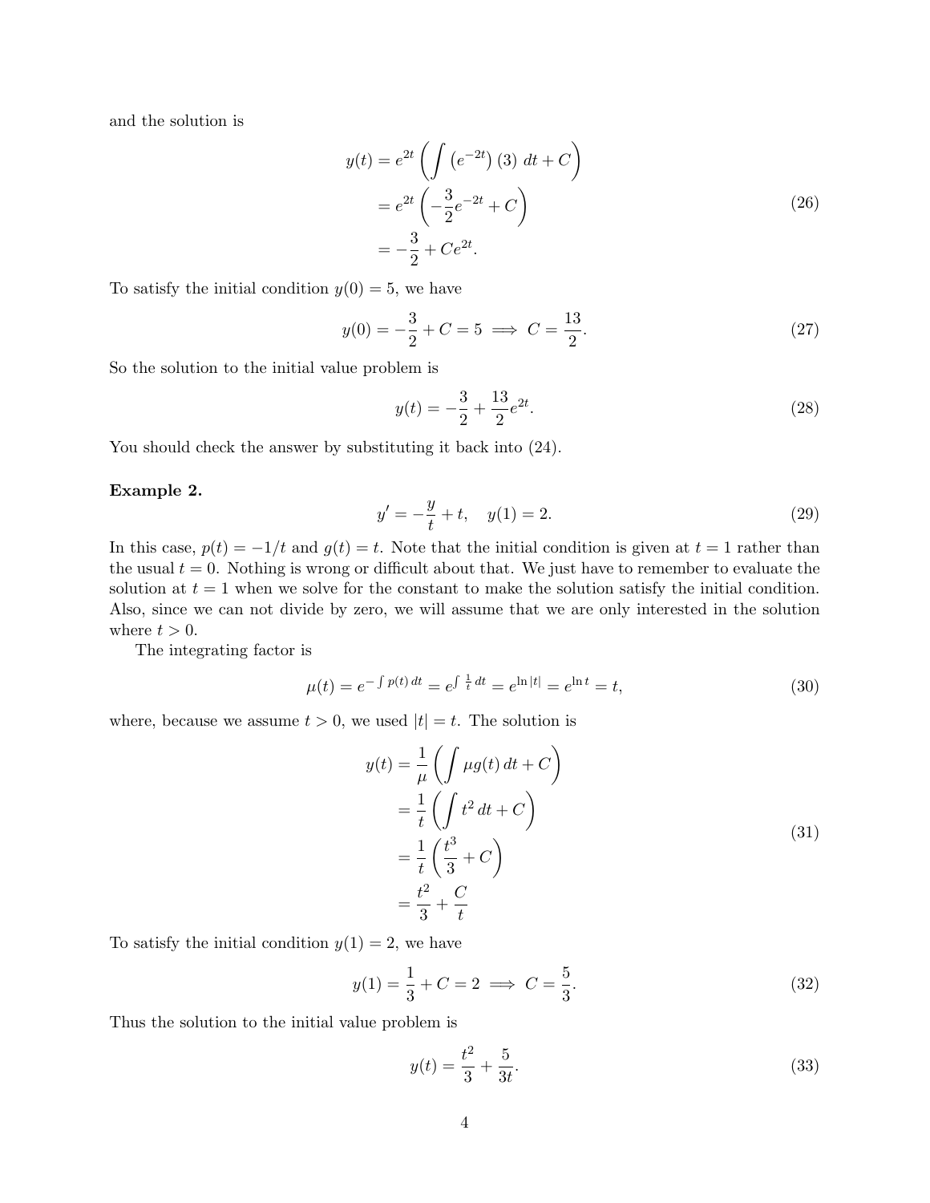and the solution is

$$
\begin{aligned}
y(t) &= e^{2t}\left(\int \left(e^{-2t}\right)(3)\ dt + C\right) \\
&= e^{2t}\left(-\frac{3}{2}e^{-2t} + C\right) \\
&= -\frac{3}{2} + Ce^{2t}.
\end{aligned}
\tag{26}
$$

To satisfy the initial condition $y(0) = 5$, we have

$$
y(0) = -\frac{3}{2} + C = 5 \implies C = \frac{13}{2}. \tag{27}
$$

So the solution to the initial value problem is

$$
y(t) = -\frac{3}{2} + \frac{13}{2}e^{2t}. \tag{28}
$$

You should check the answer by substituting it back into (24).

**Example 2.**

$$
y' = -\frac{y}{t} + t, \quad y(1) = 2. \tag{29}
$$

In this case, $p(t) = -1/t$ and $g(t) = t$. Note that the initial condition is given at $t = 1$ rather than the usual $t = 0$. Nothing is wrong or difficult about that. We just have to remember to evaluate the solution at $t = 1$ when we solve for the constant to make the solution satisfy the initial condition. Also, since we can not divide by zero, we will assume that we are only interested in the solution where $t > 0$.

The integrating factor is

$$
\mu(t) = e^{-\int p(t)\,dt} = e^{\int \frac{1}{t}\,dt} = e^{\ln|t|} = e^{\ln t} = t, \tag{30}
$$

where, because we assume $t > 0$, we used $|t| = t$. The solution is

$$
\begin{aligned}
y(t) &= \frac{1}{\mu}\left(\int \mu g(t)\,dt + C\right) \\
&= \frac{1}{t}\left(\int t^2\,dt + C\right) \\
&= \frac{1}{t}\left(\frac{t^3}{3} + C\right) \\
&= \frac{t^2}{3} + \frac{C}{t}
\end{aligned}
\tag{31}
$$

To satisfy the initial condition $y(1) = 2$, we have

$$
y(1) = \frac{1}{3} + C = 2 \implies C = \frac{5}{3}. \tag{32}
$$

Thus the solution to the initial value problem is

$$
y(t) = \frac{t^2}{3} + \frac{5}{3t}. \tag{33}
$$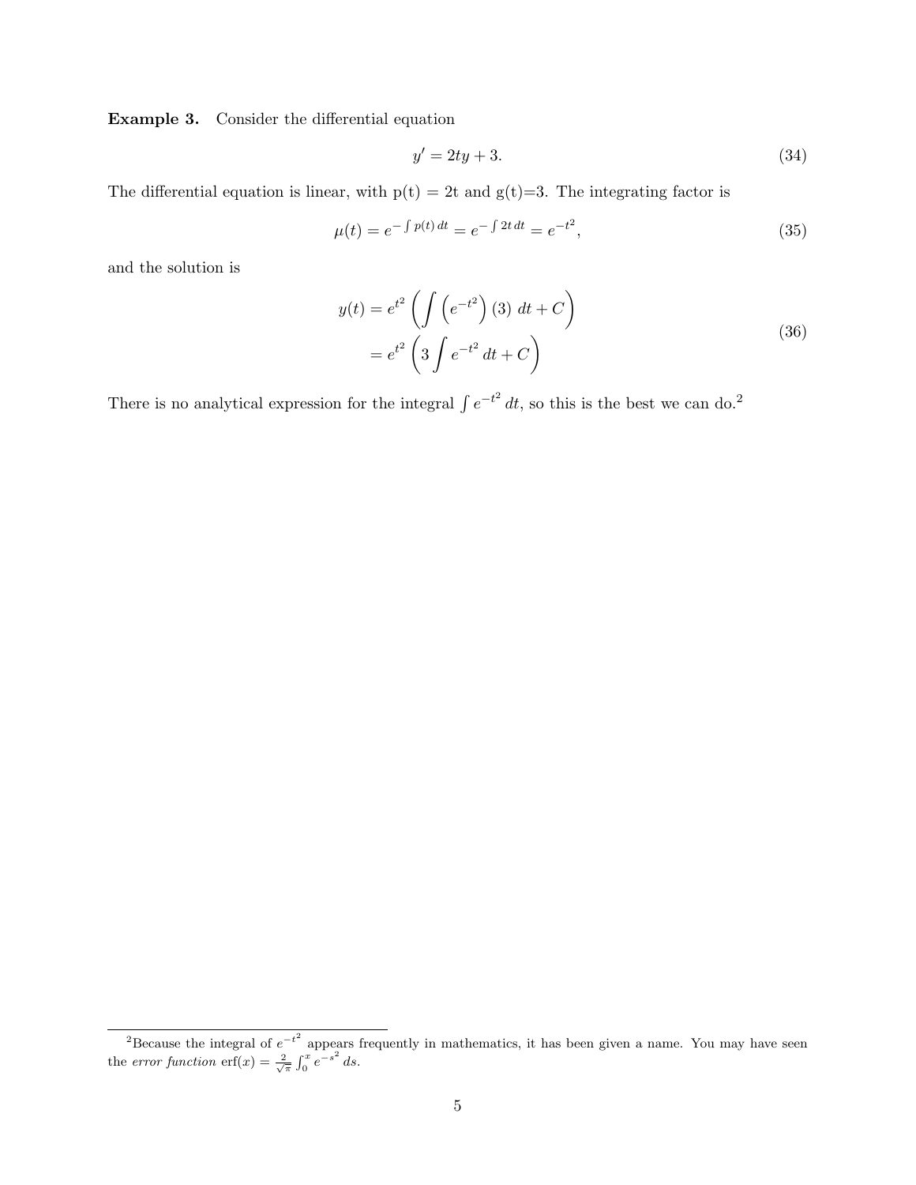**Example 3.** Consider the differential equation

$$y' = 2ty + 3. \tag{34}$$

The differential equation is linear, with p(t) = 2t and g(t)=3. The integrating factor is

$$\mu(t) = e^{-\int p(t)\,dt} = e^{-\int 2t\,dt} = e^{-t^2}, \tag{35}$$

and the solution is

$$\begin{aligned} y(t) &= e^{t^2}\left(\int \left(e^{-t^2}\right)(3)\ dt + C\right) \\ &= e^{t^2}\left(3\int e^{-t^2}\,dt + C\right) \end{aligned} \tag{36}$$

There is no analytical expression for the integral $\int e^{-t^2}\,dt$, so this is the best we can do.[2]

[2] Because the integral of $e^{-t^2}$ appears frequently in mathematics, it has been given a name. You may have seen the *error function* $\mathrm{erf}(x) = \frac{2}{\sqrt{\pi}}\int_0^x e^{-s^2}\,ds$.